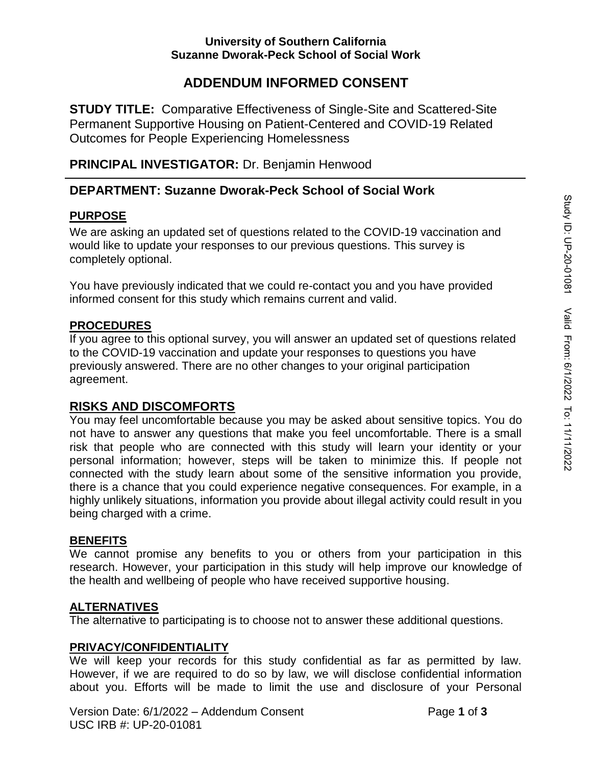**University of Southern California**
**Suzanne Dworak-Peck School of Social Work**

# ADDENDUM INFORMED CONSENT

**STUDY TITLE:** Comparative Effectiveness of Single-Site and Scattered-Site Permanent Supportive Housing on Patient-Centered and COVID-19 Related Outcomes for People Experiencing Homelessness

**PRINCIPAL INVESTIGATOR:** Dr. Benjamin Henwood

**DEPARTMENT: Suzanne Dworak-Peck School of Social Work**

## PURPOSE

We are asking an updated set of questions related to the COVID-19 vaccination and would like to update your responses to our previous questions. This survey is completely optional.

You have previously indicated that we could re-contact you and you have provided informed consent for this study which remains current and valid.

## PROCEDURES

If you agree to this optional survey, you will answer an updated set of questions related to the COVID-19 vaccination and update your responses to questions you have previously answered. There are no other changes to your original participation agreement.

## RISKS AND DISCOMFORTS

You may feel uncomfortable because you may be asked about sensitive topics. You do not have to answer any questions that make you feel uncomfortable. There is a small risk that people who are connected with this study will learn your identity or your personal information; however, steps will be taken to minimize this. If people not connected with the study learn about some of the sensitive information you provide, there is a chance that you could experience negative consequences. For example, in a highly unlikely situations, information you provide about illegal activity could result in you being charged with a crime.

## BENEFITS

We cannot promise any benefits to you or others from your participation in this research. However, your participation in this study will help improve our knowledge of the health and wellbeing of people who have received supportive housing.

## ALTERNATIVES

The alternative to participating is to choose not to answer these additional questions.

## PRIVACY/CONFIDENTIALITY

We will keep your records for this study confidential as far as permitted by law. However, if we are required to do so by law, we will disclose confidential information about you. Efforts will be made to limit the use and disclosure of your Personal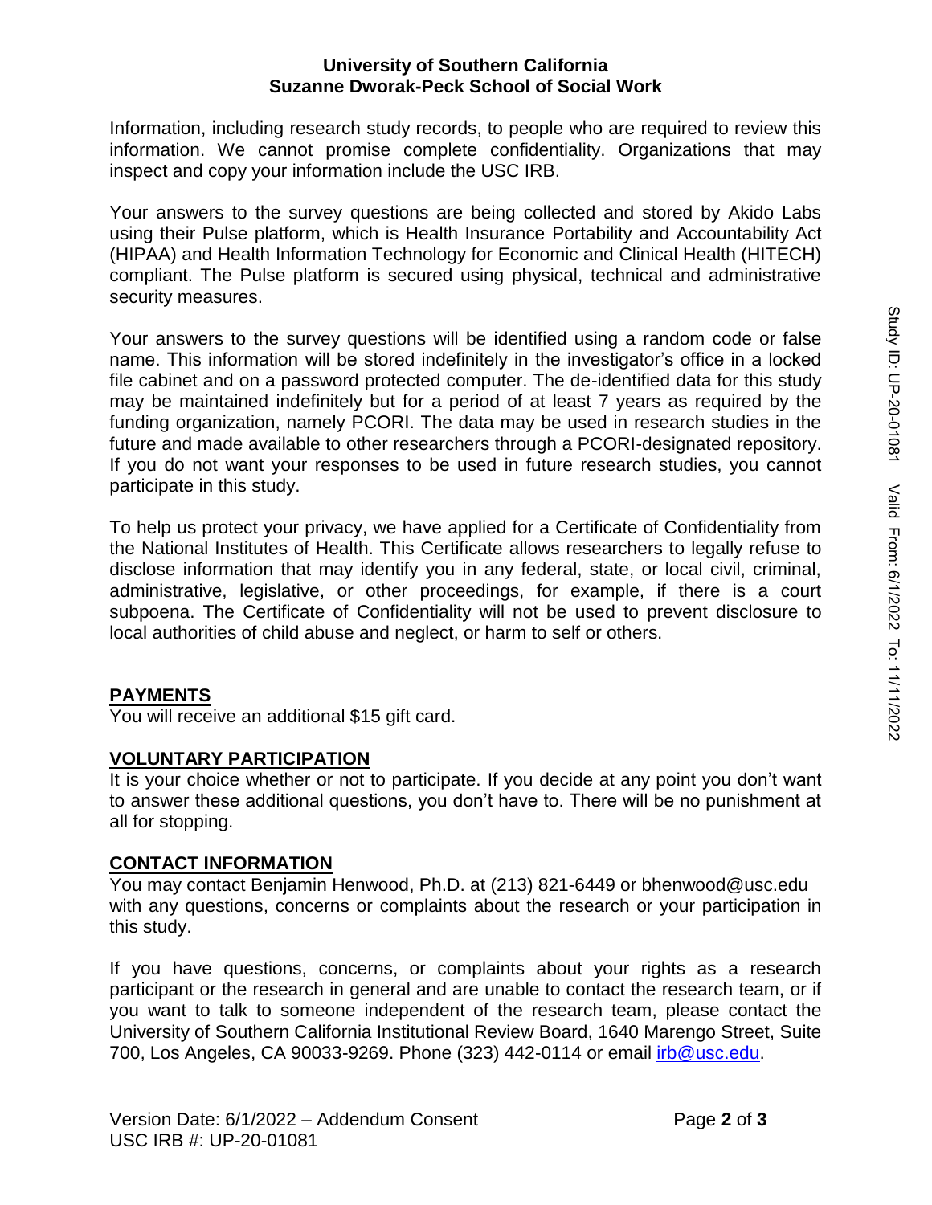Information, including research study records, to people who are required to review this information. We cannot promise complete confidentiality. Organizations that may inspect and copy your information include the USC IRB.

Your answers to the survey questions are being collected and stored by Akido Labs using their Pulse platform, which is Health Insurance Portability and Accountability Act (HIPAA) and Health Information Technology for Economic and Clinical Health (HITECH) compliant. The Pulse platform is secured using physical, technical and administrative security measures.

Your answers to the survey questions will be identified using a random code or false name. This information will be stored indefinitely in the investigator's office in a locked file cabinet and on a password protected computer. The de-identified data for this study may be maintained indefinitely but for a period of at least 7 years as required by the funding organization, namely PCORI. The data may be used in research studies in the future and made available to other researchers through a PCORI-designated repository. If you do not want your responses to be used in future research studies, you cannot participate in this study.

To help us protect your privacy, we have applied for a Certificate of Confidentiality from the National Institutes of Health. This Certificate allows researchers to legally refuse to disclose information that may identify you in any federal, state, or local civil, criminal, administrative, legislative, or other proceedings, for example, if there is a court subpoena. The Certificate of Confidentiality will not be used to prevent disclosure to local authorities of child abuse and neglect, or harm to self or others.

## PAYMENTS

You will receive an additional $15 gift card.

## VOLUNTARY PARTICIPATION

It is your choice whether or not to participate. If you decide at any point you don't want to answer these additional questions, you don't have to. There will be no punishment at all for stopping.

## CONTACT INFORMATION

You may contact Benjamin Henwood, Ph.D. at (213) 821-6449 or bhenwood@usc.edu with any questions, concerns or complaints about the research or your participation in this study.

If you have questions, concerns, or complaints about your rights as a research participant or the research in general and are unable to contact the research team, or if you want to talk to someone independent of the research team, please contact the University of Southern California Institutional Review Board, 1640 Marengo Street, Suite 700, Los Angeles, CA 90033-9269. Phone (323) 442-0114 or email irb@usc.edu.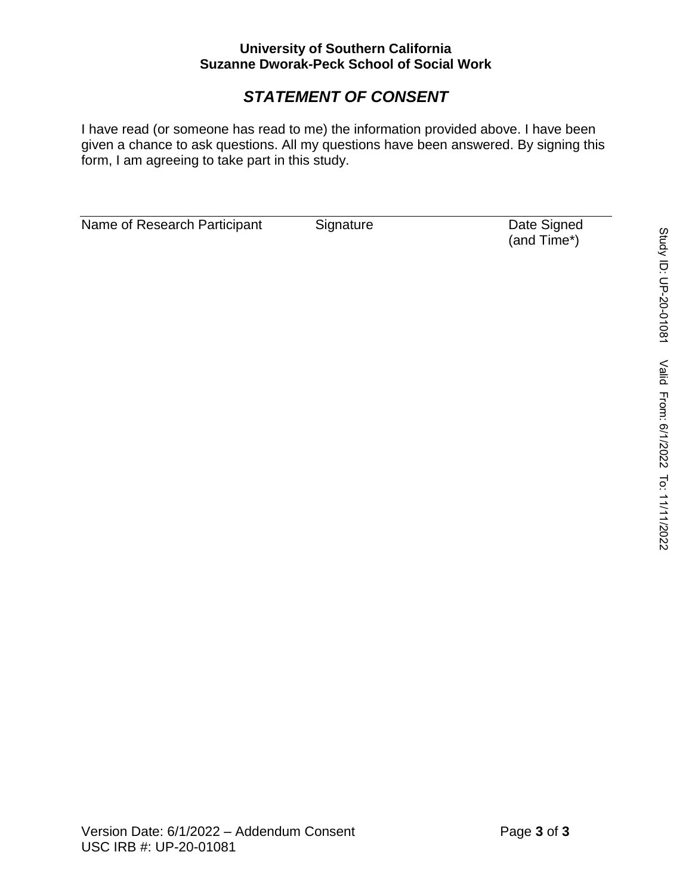**University of Southern California**
**Suzanne Dworak-Peck School of Social Work**

## *STATEMENT OF CONSENT*

I have read (or someone has read to me) the information provided above. I have been given a chance to ask questions. All my questions have been answered. By signing this form, I am agreeing to take part in this study.

| | | |
|---|---|---|
| Name of Research Participant | Signature | Date Signed (and Time*) |

Study ID: UP-20-01081 Valid From: 6/1/2022 To: 11/11/2022

Version Date: 6/1/2022 – Addendum Consent
USC IRB #: UP-20-01081